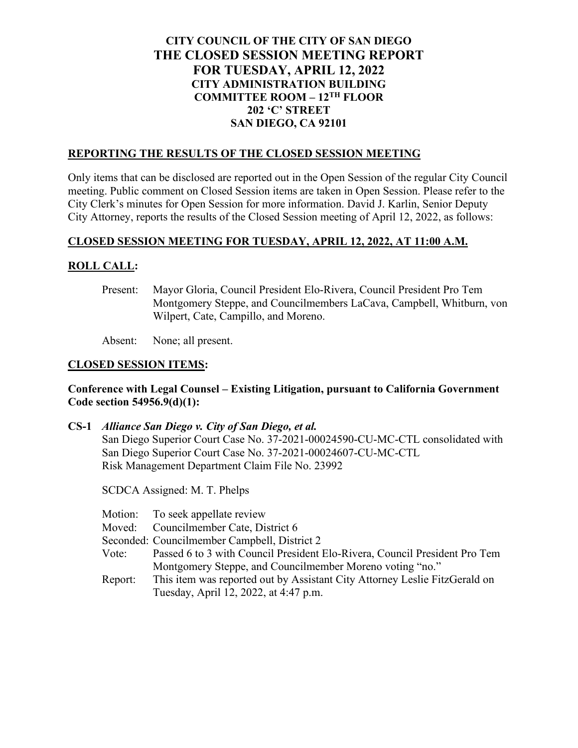# CITY COUNCIL OF THE CITY OF SAN DIEGO
# THE CLOSED SESSION MEETING REPORT
# FOR TUESDAY, APRIL 12, 2022

**CITY ADMINISTRATION BUILDING**
**COMMITTEE ROOM – 12TH FLOOR**
**202 'C' STREET**
**SAN DIEGO, CA 92101**

## REPORTING THE RESULTS OF THE CLOSED SESSION MEETING

Only items that can be disclosed are reported out in the Open Session of the regular City Council meeting. Public comment on Closed Session items are taken in Open Session. Please refer to the City Clerk's minutes for Open Session for more information. David J. Karlin, Senior Deputy City Attorney, reports the results of the Closed Session meeting of April 12, 2022, as follows:

## CLOSED SESSION MEETING FOR TUESDAY, APRIL 12, 2022, AT 11:00 A.M.

## ROLL CALL:

Present: Mayor Gloria, Council President Elo-Rivera, Council President Pro Tem Montgomery Steppe, and Councilmembers LaCava, Campbell, Whitburn, von Wilpert, Cate, Campillo, and Moreno.

Absent: None; all present.

## CLOSED SESSION ITEMS:

**Conference with Legal Counsel – Existing Litigation, pursuant to California Government Code section 54956.9(d)(1):**

**CS-1** ***Alliance San Diego v. City of San Diego, et al.***
San Diego Superior Court Case No. 37-2021-00024590-CU-MC-CTL consolidated with San Diego Superior Court Case No. 37-2021-00024607-CU-MC-CTL
Risk Management Department Claim File No. 23992

SCDCA Assigned: M. T. Phelps

Motion: To seek appellate review
Moved: Councilmember Cate, District 6
Seconded: Councilmember Campbell, District 2
Vote: Passed 6 to 3 with Council President Elo-Rivera, Council President Pro Tem Montgomery Steppe, and Councilmember Moreno voting "no."
Report: This item was reported out by Assistant City Attorney Leslie FitzGerald on Tuesday, April 12, 2022, at 4:47 p.m.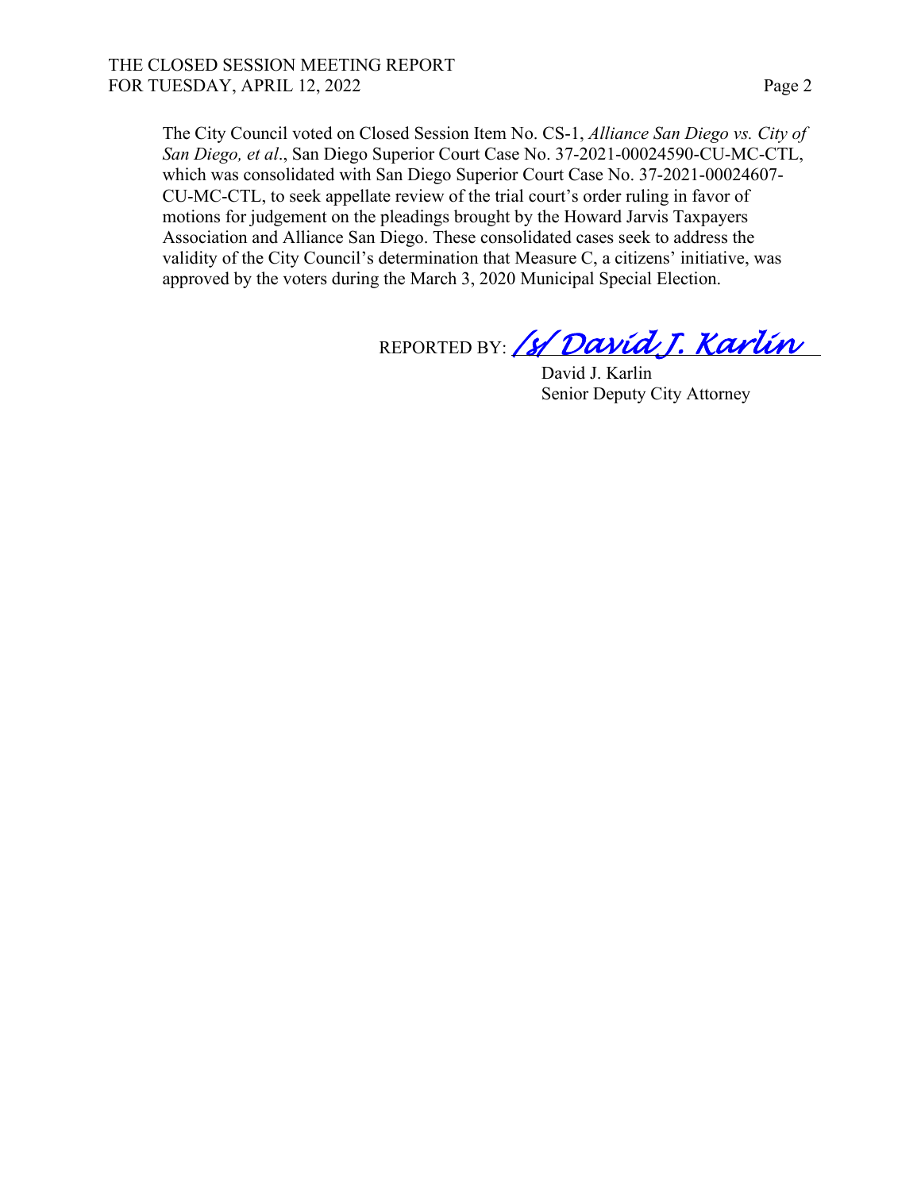The City Council voted on Closed Session Item No. CS-1, *Alliance San Diego vs. City of San Diego, et al*., San Diego Superior Court Case No. 37-2021-00024590-CU-MC-CTL, which was consolidated with San Diego Superior Court Case No. 37-2021-00024607-CU-MC-CTL, to seek appellate review of the trial court's order ruling in favor of motions for judgement on the pleadings brought by the Howard Jarvis Taxpayers Association and Alliance San Diego. These consolidated cases seek to address the validity of the City Council's determination that Measure C, a citizens' initiative, was approved by the voters during the March 3, 2020 Municipal Special Election.

REPORTED BY: /s/ David J. Karlin

David J. Karlin
Senior Deputy City Attorney